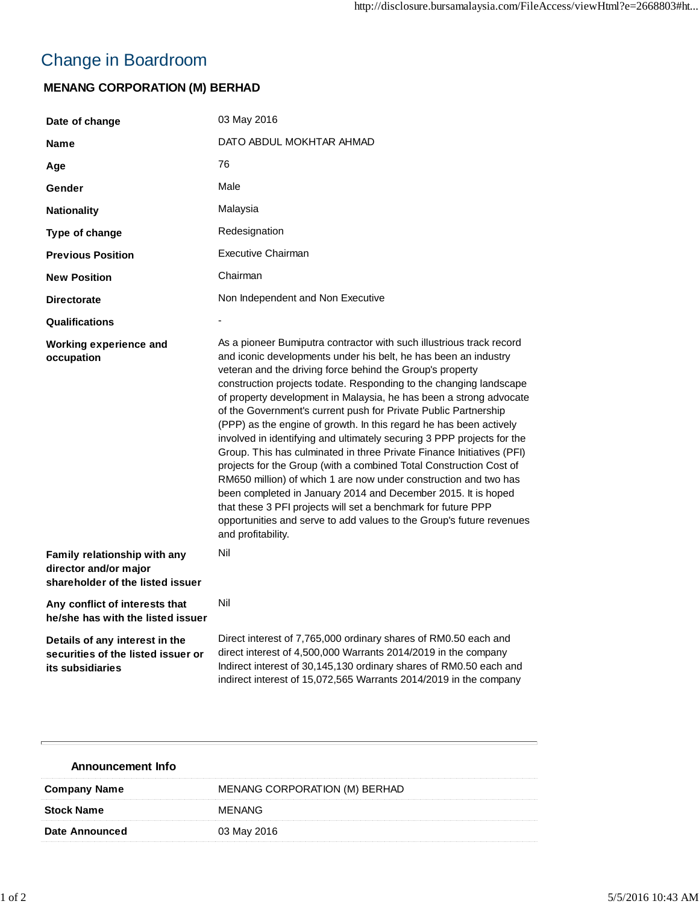# Change in Boardroom

## MENANG CORPORATION (M) BERHAD

| | |
|---|---|
| **Date of change** | 03 May 2016 |
| **Name** | DATO ABDUL MOKHTAR AHMAD |
| **Age** | 76 |
| **Gender** | Male |
| **Nationality** | Malaysia |
| **Type of change** | Redesignation |
| **Previous Position** | Executive Chairman |
| **New Position** | Chairman |
| **Directorate** | Non Independent and Non Executive |
| **Qualifications** | - |
| **Working experience and occupation** | As a pioneer Bumiputra contractor with such illustrious track record and iconic developments under his belt, he has been an industry veteran and the driving force behind the Group's property construction projects todate. Responding to the changing landscape of property development in Malaysia, he has been a strong advocate of the Government's current push for Private Public Partnership (PPP) as the engine of growth. In this regard he has been actively involved in identifying and ultimately securing 3 PPP projects for the Group. This has culminated in three Private Finance Initiatives (PFI) projects for the Group (with a combined Total Construction Cost of RM650 million) of which 1 are now under construction and two has been completed in January 2014 and December 2015. It is hoped that these 3 PFI projects will set a benchmark for future PPP opportunities and serve to add values to the Group's future revenues and profitability. |
| **Family relationship with any director and/or major shareholder of the listed issuer** | Nil |
| **Any conflict of interests that he/she has with the listed issuer** | Nil |
| **Details of any interest in the securities of the listed issuer or its subsidiaries** | Direct interest of 7,765,000 ordinary shares of RM0.50 each and direct interest of 4,500,000 Warrants 2014/2019 in the company Indirect interest of 30,145,130 ordinary shares of RM0.50 each and indirect interest of 15,072,565 Warrants 2014/2019 in the company |

### Announcement Info

| | |
|---|---|
| **Company Name** | MENANG CORPORATION (M) BERHAD |
| **Stock Name** | MENANG |
| **Date Announced** | 03 May 2016 |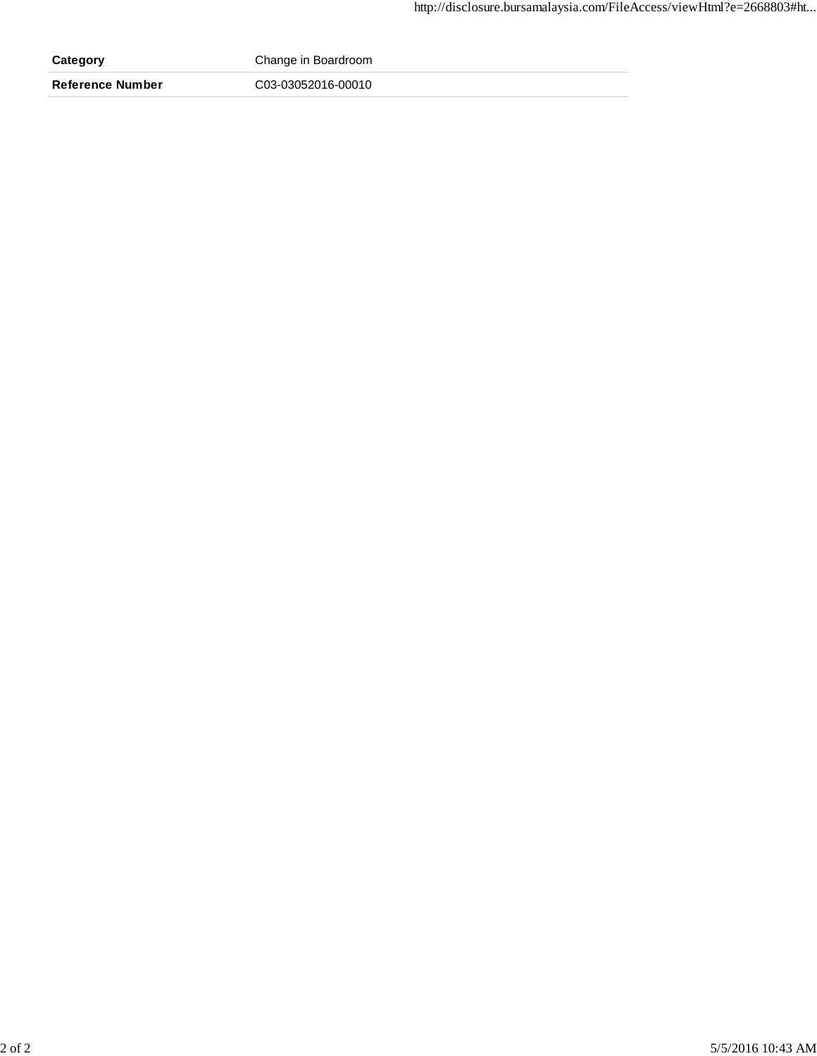| | |
|---|---|
| **Category** | Change in Boardroom |
| **Reference Number** | C03-03052016-00010 |